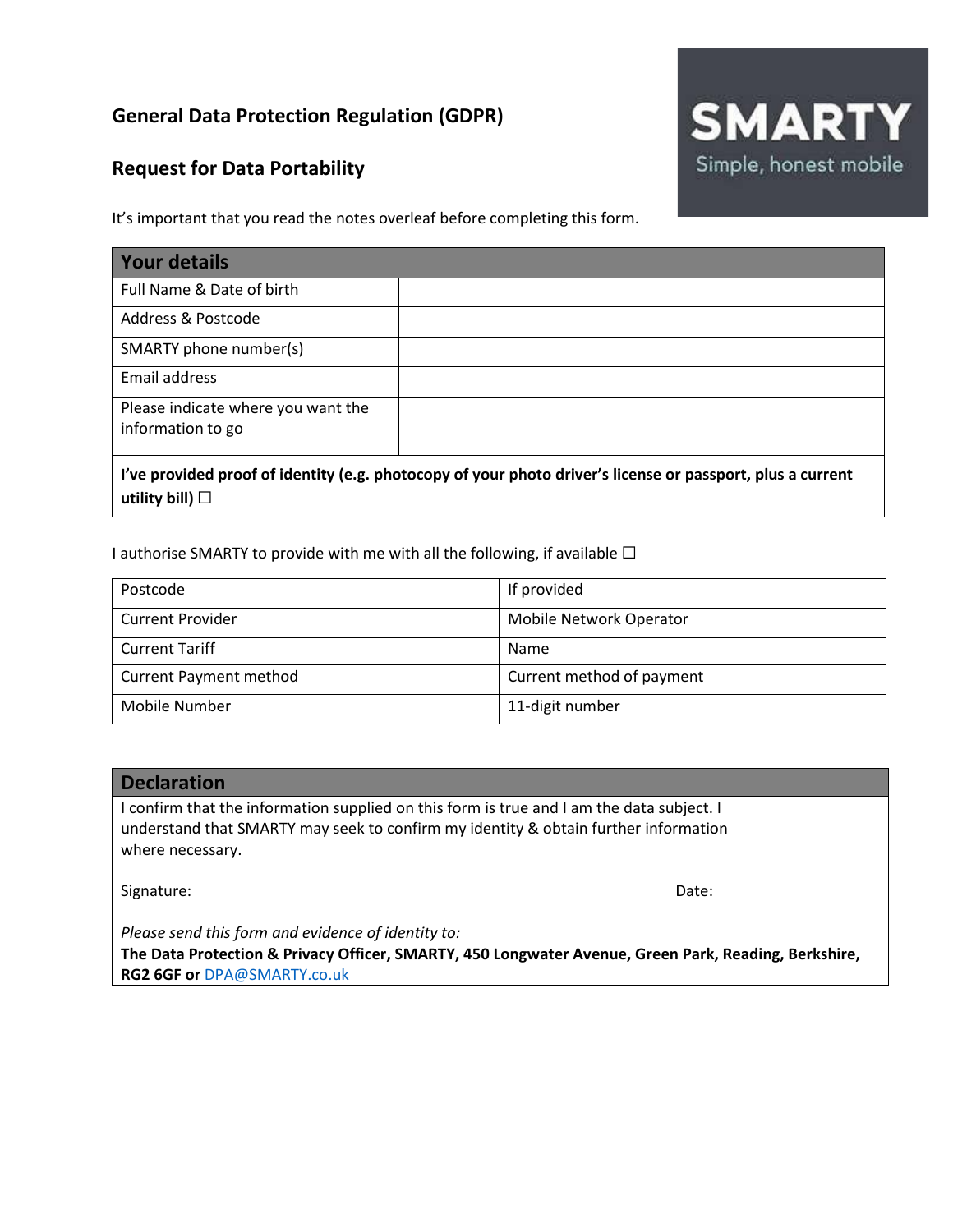## General Data Protection Regulation (GDPR)

## Request for Data Portability

SMARTY
Simple, honest mobile

It's important that you read the notes overleaf before completing this form.

| Your details | |
|---|---|
| Full Name & Date of birth | |
| Address & Postcode | |
| SMARTY phone number(s) | |
| Email address | |
| Please indicate where you want the information to go | |
| **I've provided proof of identity (e.g. photocopy of your photo driver's license or passport, plus a current utility bill) ☐** | |

I authorise SMARTY to provide with me with all the following, if available ☐

| | |
|---|---|
| Postcode | If provided |
| Current Provider | Mobile Network Operator |
| Current Tariff | Name |
| Current Payment method | Current method of payment |
| Mobile Number | 11-digit number |

### Declaration

I confirm that the information supplied on this form is true and I am the data subject. I understand that SMARTY may seek to confirm my identity & obtain further information where necessary.

Signature: Date:

*Please send this form and evidence of identity to:*
**The Data Protection & Privacy Officer, SMARTY, 450 Longwater Avenue, Green Park, Reading, Berkshire, RG2 6GF or** DPA@SMARTY.co.uk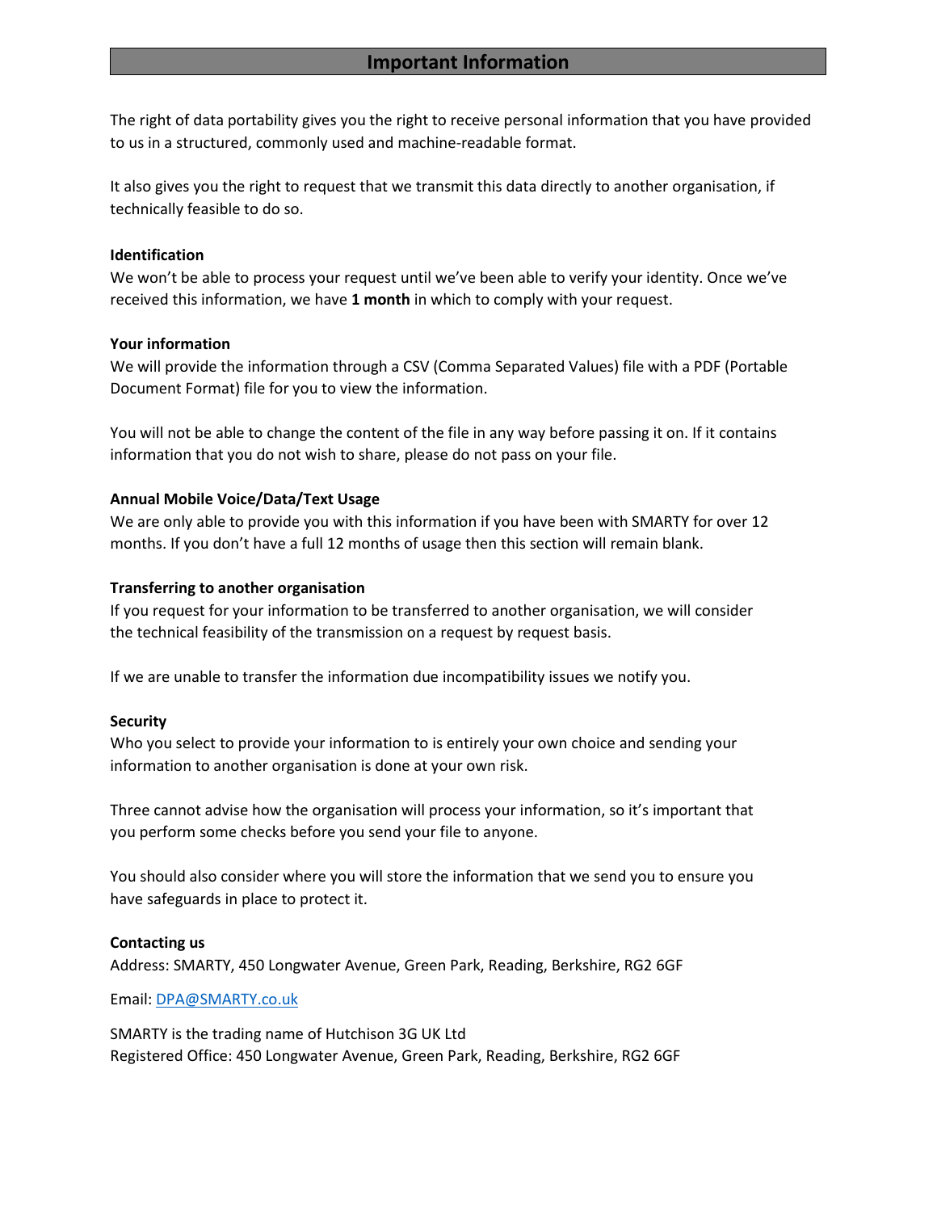# Important Information

The right of data portability gives you the right to receive personal information that you have provided to us in a structured, commonly used and machine-readable format.

It also gives you the right to request that we transmit this data directly to another organisation, if technically feasible to do so.

**Identification**
We won't be able to process your request until we've been able to verify your identity. Once we've received this information, we have **1 month** in which to comply with your request.

**Your information**
We will provide the information through a CSV (Comma Separated Values) file with a PDF (Portable Document Format) file for you to view the information.

You will not be able to change the content of the file in any way before passing it on. If it contains information that you do not wish to share, please do not pass on your file.

**Annual Mobile Voice/Data/Text Usage**
We are only able to provide you with this information if you have been with SMARTY for over 12 months. If you don't have a full 12 months of usage then this section will remain blank.

**Transferring to another organisation**
If you request for your information to be transferred to another organisation, we will consider the technical feasibility of the transmission on a request by request basis.

If we are unable to transfer the information due incompatibility issues we notify you.

**Security**
Who you select to provide your information to is entirely your own choice and sending your information to another organisation is done at your own risk.

Three cannot advise how the organisation will process your information, so it's important that you perform some checks before you send your file to anyone.

You should also consider where you will store the information that we send you to ensure you have safeguards in place to protect it.

**Contacting us**
Address: SMARTY, 450 Longwater Avenue, Green Park, Reading, Berkshire, RG2 6GF

Email: [DPA@SMARTY.co.uk](mailto:DPA@SMARTY.co.uk)

SMARTY is the trading name of Hutchison 3G UK Ltd
Registered Office: 450 Longwater Avenue, Green Park, Reading, Berkshire, RG2 6GF